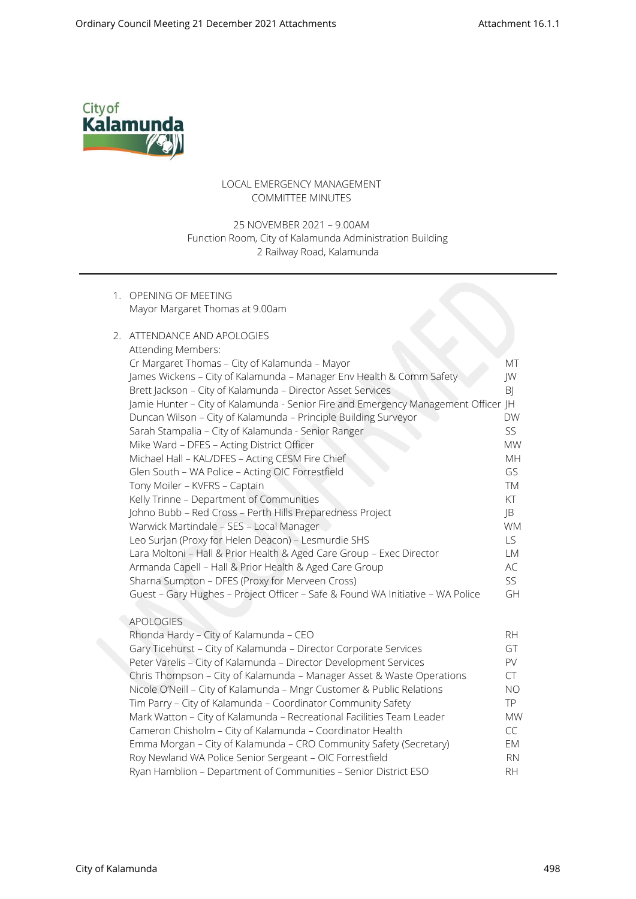LOCAL EMERGENCY MANAGEMENT
COMMITTEE MINUTES

25 NOVEMBER 2021 – 9.00AM
Function Room, City of Kalamunda Administration Building
2 Railway Road, Kalamunda

---

1. OPENING OF MEETING
   Mayor Margaret Thomas at 9.00am

2. ATTENDANCE AND APOLOGIES
   Attending Members:

| | |
|---|---|
| Cr Margaret Thomas – City of Kalamunda – Mayor | MT |
| James Wickens – City of Kalamunda – Manager Env Health & Comm Safety | JW |
| Brett Jackson – City of Kalamunda – Director Asset Services | BJ |
| Jamie Hunter – City of Kalamunda - Senior Fire and Emergency Management Officer | JH |
| Duncan Wilson – City of Kalamunda – Principle Building Surveyor | DW |
| Sarah Stampalia – City of Kalamunda - Senior Ranger | SS |
| Mike Ward – DFES – Acting District Officer | MW |
| Michael Hall – KAL/DFES – Acting CESM Fire Chief | MH |
| Glen South – WA Police – Acting OIC Forrestfield | GS |
| Tony Moiler – KVFRS – Captain | TM |
| Kelly Trinne – Department of Communities | KT |
| Johno Bubb – Red Cross – Perth Hills Preparedness Project | JB |
| Warwick Martindale – SES – Local Manager | WM |
| Leo Surjan (Proxy for Helen Deacon) – Lesmurdie SHS | LS |
| Lara Moltoni – Hall & Prior Health & Aged Care Group – Exec Director | LM |
| Armanda Capell – Hall & Prior Health & Aged Care Group | AC |
| Sharna Sumpton – DFES (Proxy for Merveen Cross) | SS |
| Guest – Gary Hughes – Project Officer – Safe & Found WA Initiative – WA Police | GH |

   APOLOGIES

| | |
|---|---|
| Rhonda Hardy – City of Kalamunda – CEO | RH |
| Gary Ticehurst – City of Kalamunda – Director Corporate Services | GT |
| Peter Varelis – City of Kalamunda – Director Development Services | PV |
| Chris Thompson – City of Kalamunda – Manager Asset & Waste Operations | CT |
| Nicole O'Neill – City of Kalamunda – Mngr Customer & Public Relations | NO |
| Tim Parry – City of Kalamunda – Coordinator Community Safety | TP |
| Mark Watton – City of Kalamunda – Recreational Facilities Team Leader | MW |
| Cameron Chisholm – City of Kalamunda – Coordinator Health | CC |
| Emma Morgan – City of Kalamunda – CRO Community Safety (Secretary) | EM |
| Roy Newland WA Police Senior Sergeant – OIC Forrestfield | RN |
| Ryan Hamblion – Department of Communities – Senior District ESO | RH |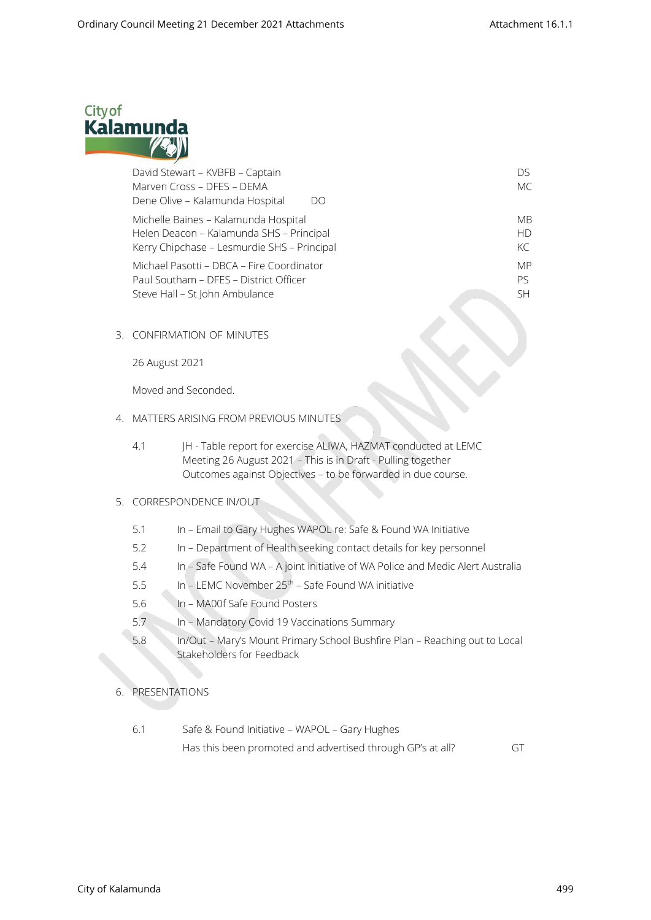| | |
|---|---|
| David Stewart – KVBFB – Captain | DS |
| Marven Cross – DFES – DEMA | MC |
| Dene Olive – Kalamunda Hospital | DO |
| Michelle Baines – Kalamunda Hospital | MB |
| Helen Deacon – Kalamunda SHS – Principal | HD |
| Kerry Chipchase – Lesmurdie SHS – Principal | KC |
| Michael Pasotti – DBCA – Fire Coordinator | MP |
| Paul Southam – DFES – District Officer | PS |
| Steve Hall – St John Ambulance | SH |

3. CONFIRMATION OF MINUTES

   26 August 2021

   Moved and Seconded.

4. MATTERS ARISING FROM PREVIOUS MINUTES

   4.1 JH - Table report for exercise ALIWA, HAZMAT conducted at LEMC Meeting 26 August 2021 – This is in Draft - Pulling together Outcomes against Objectives – to be forwarded in due course.

5. CORRESPONDENCE IN/OUT

   5.1 In – Email to Gary Hughes WAPOL re: Safe & Found WA Initiative

   5.2 In – Department of Health seeking contact details for key personnel

   5.4 In – Safe Found WA – A joint initiative of WA Police and Medic Alert Australia

   5.5 In – LEMC November 25th – Safe Found WA initiative

   5.6 In – MA00f Safe Found Posters

   5.7 In – Mandatory Covid 19 Vaccinations Summary

   5.8 In/Out – Mary's Mount Primary School Bushfire Plan – Reaching out to Local Stakeholders for Feedback

6. PRESENTATIONS

   6.1 Safe & Found Initiative – WAPOL – Gary Hughes

   Has this been promoted and advertised through GP's at all? GT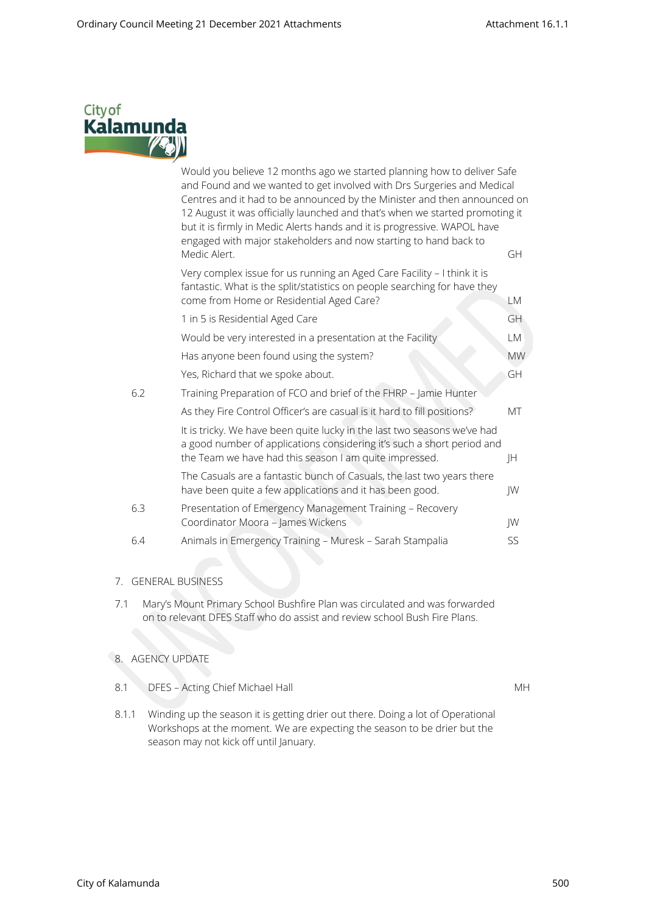| | | |
|---|---|---|
| | Would you believe 12 months ago we started planning how to deliver Safe and Found and we wanted to get involved with Drs Surgeries and Medical Centres and it had to be announced by the Minister and then announced on 12 August it was officially launched and that's when we started promoting it but it is firmly in Medic Alerts hands and it is progressive. WAPOL have engaged with major stakeholders and now starting to hand back to Medic Alert. | GH |
| | Very complex issue for us running an Aged Care Facility – I think it is fantastic. What is the split/statistics on people searching for have they come from Home or Residential Aged Care? | LM |
| | 1 in 5 is Residential Aged Care | GH |
| | Would be very interested in a presentation at the Facility | LM |
| | Has anyone been found using the system? | MW |
| | Yes, Richard that we spoke about. | GH |
| 6.2 | Training Preparation of FCO and brief of the FHRP – Jamie Hunter | |
| | As they Fire Control Officer's are casual is it hard to fill positions? | MT |
| | It is tricky. We have been quite lucky in the last two seasons we've had a good number of applications considering it's such a short period and the Team we have had this season I am quite impressed. | JH |
| | The Casuals are a fantastic bunch of Casuals, the last two years there have been quite a few applications and it has been good. | JW |
| 6.3 | Presentation of Emergency Management Training – Recovery Coordinator Moora – James Wickens | JW |
| 6.4 | Animals in Emergency Training – Muresk – Sarah Stampalia | SS |

7. GENERAL BUSINESS

7.1 Mary's Mount Primary School Bushfire Plan was circulated and was forwarded on to relevant DFES Staff who do assist and review school Bush Fire Plans.

8. AGENCY UPDATE

8.1 DFES – Acting Chief Michael Hall — MH

8.1.1 Winding up the season it is getting drier out there. Doing a lot of Operational Workshops at the moment. We are expecting the season to be drier but the season may not kick off until January.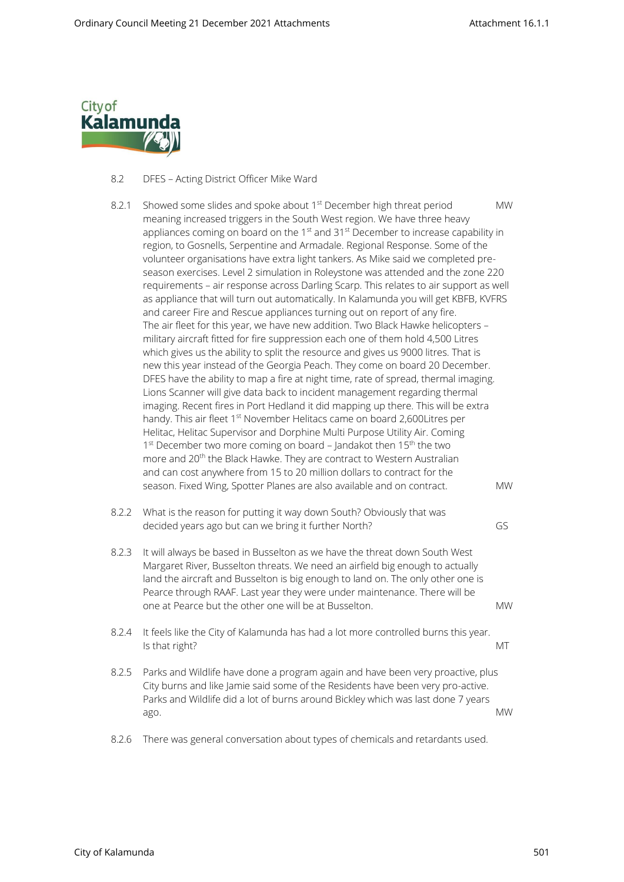8.2 DFES – Acting District Officer Mike Ward

| | | |
|---|---|---|
| 8.2.1 | Showed some slides and spoke about 1st December high threat period meaning increased triggers in the South West region. We have three heavy appliances coming on board on the 1st and 31st December to increase capability in region, to Gosnells, Serpentine and Armadale. Regional Response. Some of the volunteer organisations have extra light tankers. As Mike said we completed pre-season exercises. Level 2 simulation in Roleystone was attended and the zone 220 requirements – air response across Darling Scarp. This relates to air support as well as appliance that will turn out automatically. In Kalamunda you will get KBFB, KVFRS and career Fire and Rescue appliances turning out on report of any fire.<br>The air fleet for this year, we have new addition. Two Black Hawke helicopters – military aircraft fitted for fire suppression each one of them hold 4,500 Litres which gives us the ability to split the resource and gives us 9000 litres. That is new this year instead of the Georgia Peach. They come on board 20 December. DFES have the ability to map a fire at night time, rate of spread, thermal imaging. Lions Scanner will give data back to incident management regarding thermal imaging. Recent fires in Port Hedland it did mapping up there. This will be extra handy. This air fleet 1st November Helitacs came on board 2,600Litres per Helitac, Helitac Supervisor and Dorphine Multi Purpose Utility Air. Coming 1st December two more coming on board – Jandakot then 15th the two more and 20th the Black Hawke. They are contract to Western Australian and can cost anywhere from 15 to 20 million dollars to contract for the season. Fixed Wing, Spotter Planes are also available and on contract. | MW |
| 8.2.2 | What is the reason for putting it way down South? Obviously that was decided years ago but can we bring it further North? | GS |
| 8.2.3 | It will always be based in Busselton as we have the threat down South West Margaret River, Busselton threats. We need an airfield big enough to actually land the aircraft and Busselton is big enough to land on. The only other one is Pearce through RAAF. Last year they were under maintenance. There will be one at Pearce but the other one will be at Busselton. | MW |
| 8.2.4 | It feels like the City of Kalamunda has had a lot more controlled burns this year. Is that right? | MT |
| 8.2.5 | Parks and Wildlife have done a program again and have been very proactive, plus City burns and like Jamie said some of the Residents have been very pro-active. Parks and Wildlife did a lot of burns around Bickley which was last done 7 years ago. | MW |
| 8.2.6 | There was general conversation about types of chemicals and retardants used. | |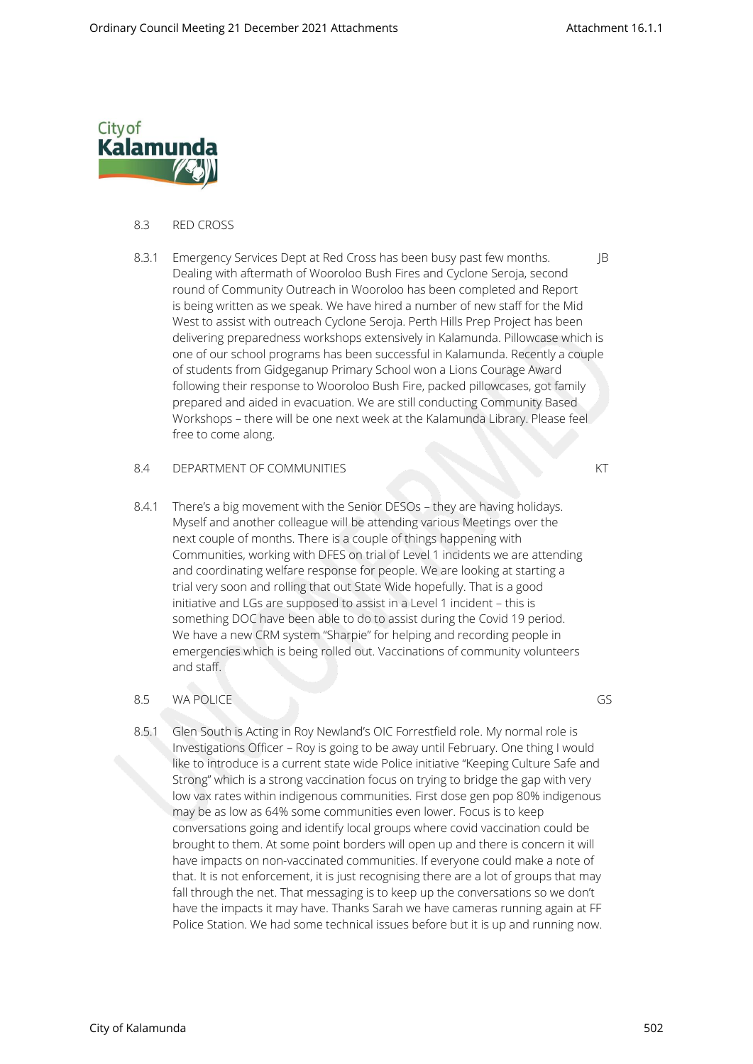8.3 RED CROSS

8.3.1 Emergency Services Dept at Red Cross has been busy past few months. Dealing with aftermath of Wooroloo Bush Fires and Cyclone Seroja, second round of Community Outreach in Wooroloo has been completed and Report is being written as we speak. We have hired a number of new staff for the Mid West to assist with outreach Cyclone Seroja. Perth Hills Prep Project has been delivering preparedness workshops extensively in Kalamunda. Pillowcase which is one of our school programs has been successful in Kalamunda. Recently a couple of students from Gidgeganup Primary School won a Lions Courage Award following their response to Wooroloo Bush Fire, packed pillowcases, got family prepared and aided in evacuation. We are still conducting Community Based Workshops – there will be one next week at the Kalamunda Library. Please feel free to come along. — JB

8.4 DEPARTMENT OF COMMUNITIES — KT

8.4.1 There's a big movement with the Senior DESOs – they are having holidays. Myself and another colleague will be attending various Meetings over the next couple of months. There is a couple of things happening with Communities, working with DFES on trial of Level 1 incidents we are attending and coordinating welfare response for people. We are looking at starting a trial very soon and rolling that out State Wide hopefully. That is a good initiative and LGs are supposed to assist in a Level 1 incident – this is something DOC have been able to do to assist during the Covid 19 period. We have a new CRM system "Sharpie" for helping and recording people in emergencies which is being rolled out. Vaccinations of community volunteers and staff.

8.5 WA POLICE — GS

8.5.1 Glen South is Acting in Roy Newland's OIC Forrestfield role. My normal role is Investigations Officer – Roy is going to be away until February. One thing I would like to introduce is a current state wide Police initiative "Keeping Culture Safe and Strong" which is a strong vaccination focus on trying to bridge the gap with very low vax rates within indigenous communities. First dose gen pop 80% indigenous may be as low as 64% some communities even lower. Focus is to keep conversations going and identify local groups where covid vaccination could be brought to them. At some point borders will open up and there is concern it will have impacts on non-vaccinated communities. If everyone could make a note of that. It is not enforcement, it is just recognising there are a lot of groups that may fall through the net. That messaging is to keep up the conversations so we don't have the impacts it may have. Thanks Sarah we have cameras running again at FF Police Station. We had some technical issues before but it is up and running now.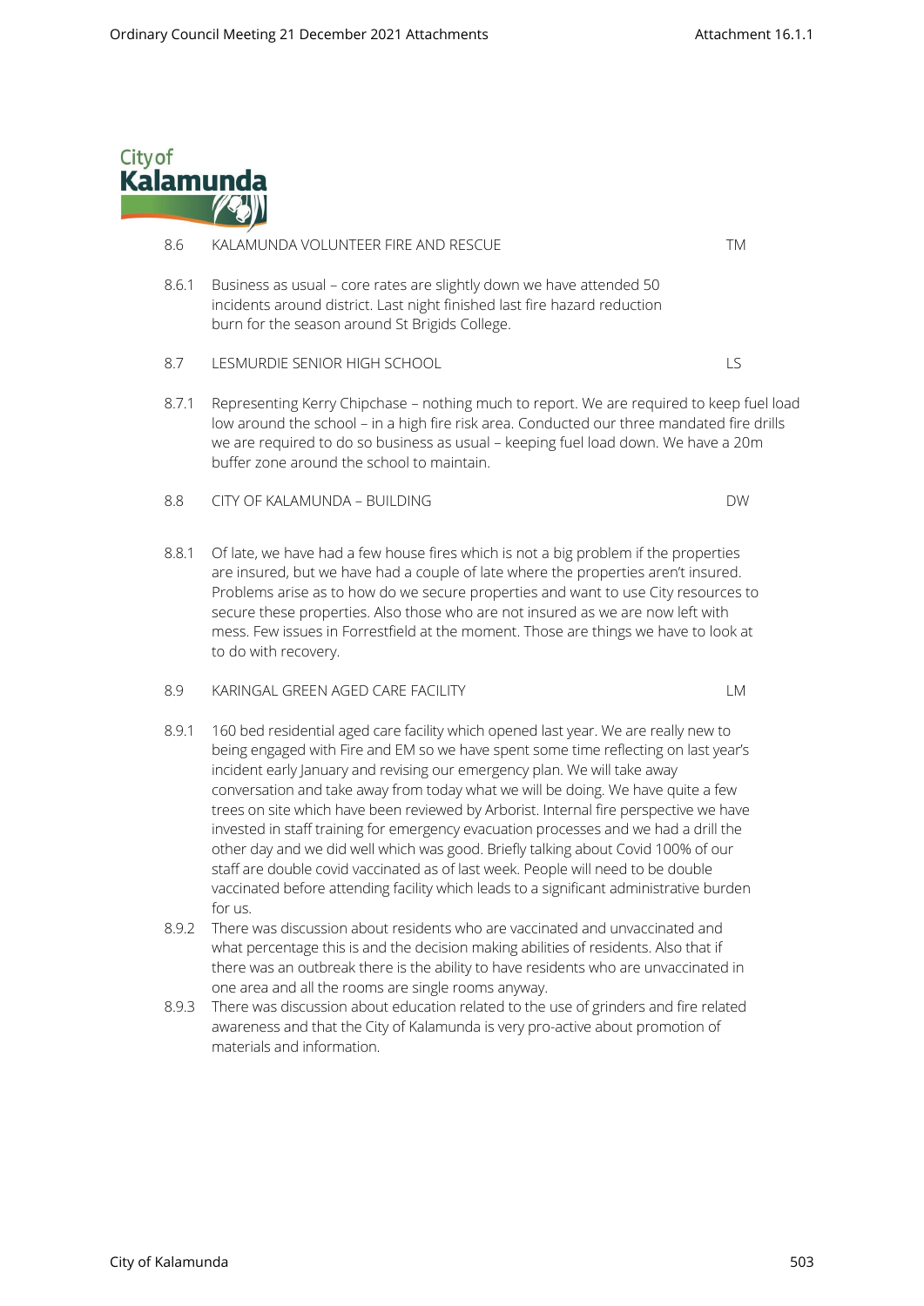| | | |
|---|---|---|
| 8.6 | KALAMUNDA VOLUNTEER FIRE AND RESCUE | TM |
| 8.6.1 | Business as usual – core rates are slightly down we have attended 50 incidents around district. Last night finished last fire hazard reduction burn for the season around St Brigids College. | |
| 8.7 | LESMURDIE SENIOR HIGH SCHOOL | LS |
| 8.7.1 | Representing Kerry Chipchase – nothing much to report. We are required to keep fuel load low around the school – in a high fire risk area. Conducted our three mandated fire drills we are required to do so business as usual – keeping fuel load down. We have a 20m buffer zone around the school to maintain. | |
| 8.8 | CITY OF KALAMUNDA – BUILDING | DW |
| 8.8.1 | Of late, we have had a few house fires which is not a big problem if the properties are insured, but we have had a couple of late where the properties aren't insured. Problems arise as to how do we secure properties and want to use City resources to secure these properties. Also those who are not insured as we are now left with mess. Few issues in Forrestfield at the moment. Those are things we have to look at to do with recovery. | |
| 8.9 | KARINGAL GREEN AGED CARE FACILITY | LM |
| 8.9.1 | 160 bed residential aged care facility which opened last year. We are really new to being engaged with Fire and EM so we have spent some time reflecting on last year's incident early January and revising our emergency plan. We will take away conversation and take away from today what we will be doing. We have quite a few trees on site which have been reviewed by Arborist. Internal fire perspective we have invested in staff training for emergency evacuation processes and we had a drill the other day and we did well which was good. Briefly talking about Covid 100% of our staff are double covid vaccinated as of last week. People will need to be double vaccinated before attending facility which leads to a significant administrative burden for us. | |
| 8.9.2 | There was discussion about residents who are vaccinated and unvaccinated and what percentage this is and the decision making abilities of residents. Also that if there was an outbreak there is the ability to have residents who are unvaccinated in one area and all the rooms are single rooms anyway. | |
| 8.9.3 | There was discussion about education related to the use of grinders and fire related awareness and that the City of Kalamunda is very pro-active about promotion of materials and information. | |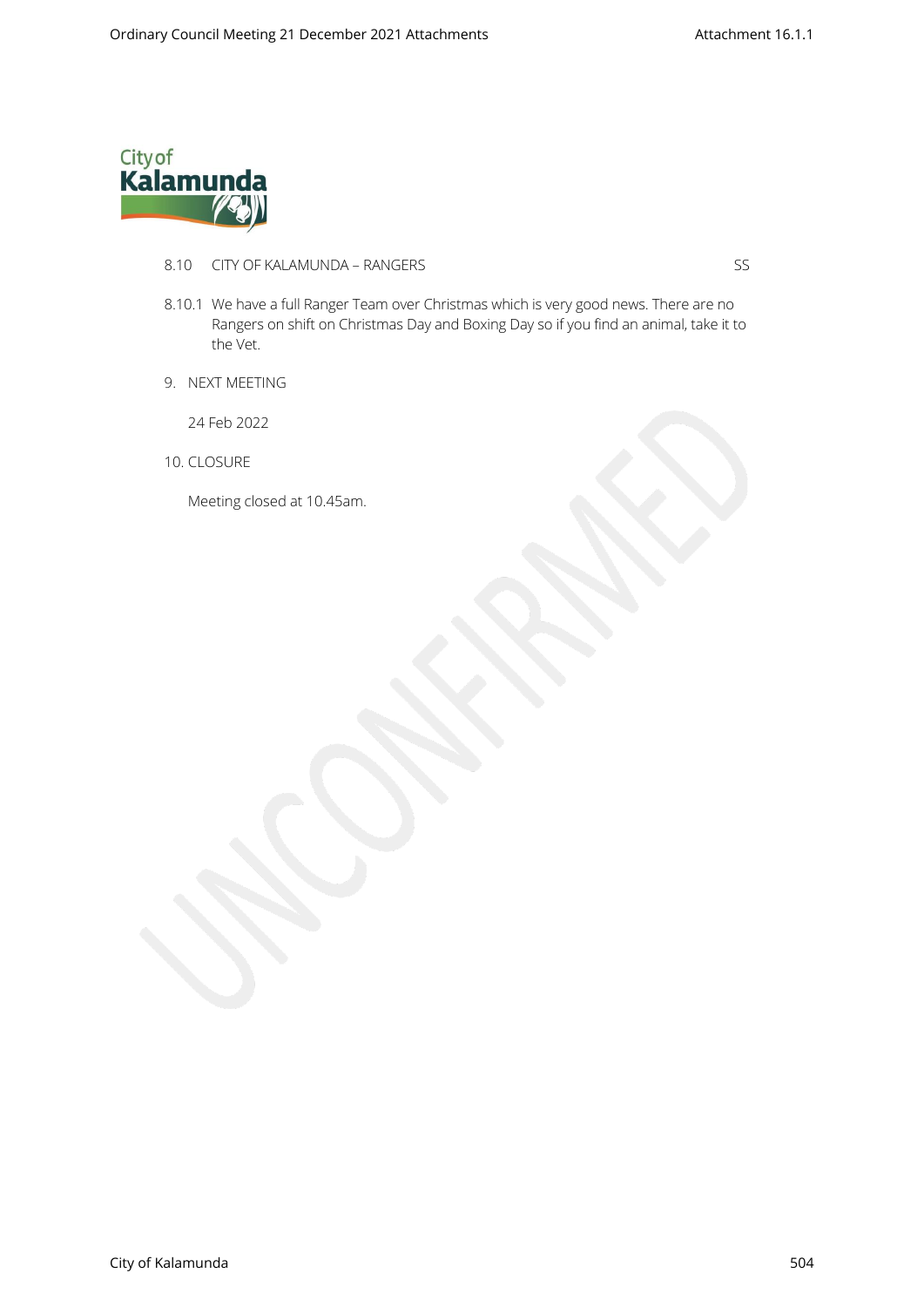8.10 CITY OF KALAMUNDA – RANGERS SS

8.10.1 We have a full Ranger Team over Christmas which is very good news. There are no Rangers on shift on Christmas Day and Boxing Day so if you find an animal, take it to the Vet.

9. NEXT MEETING

24 Feb 2022

10. CLOSURE

Meeting closed at 10.45am.

UNCONFIRMED